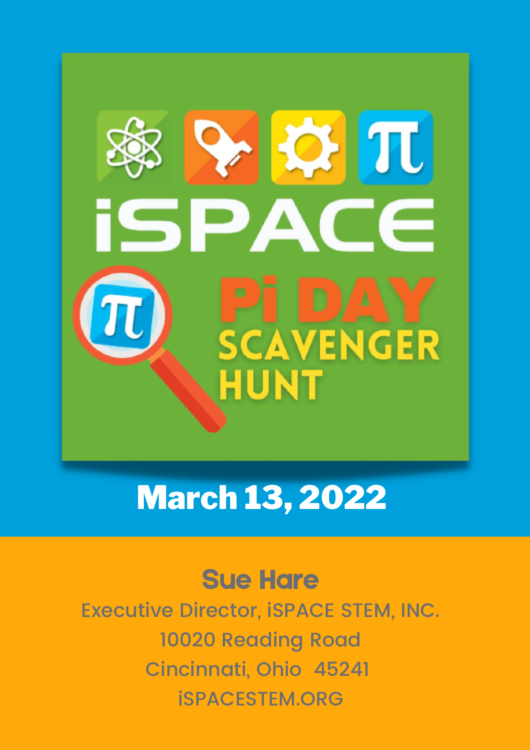# iSPACE

## Pi DAY SCAVENGER HUNT

## March 13, 2022

**Sue Hare**

Executive Director, iSPACE STEM, INC.

10020 Reading Road

Cincinnati, Ohio 45241

iSPACESTEM.ORG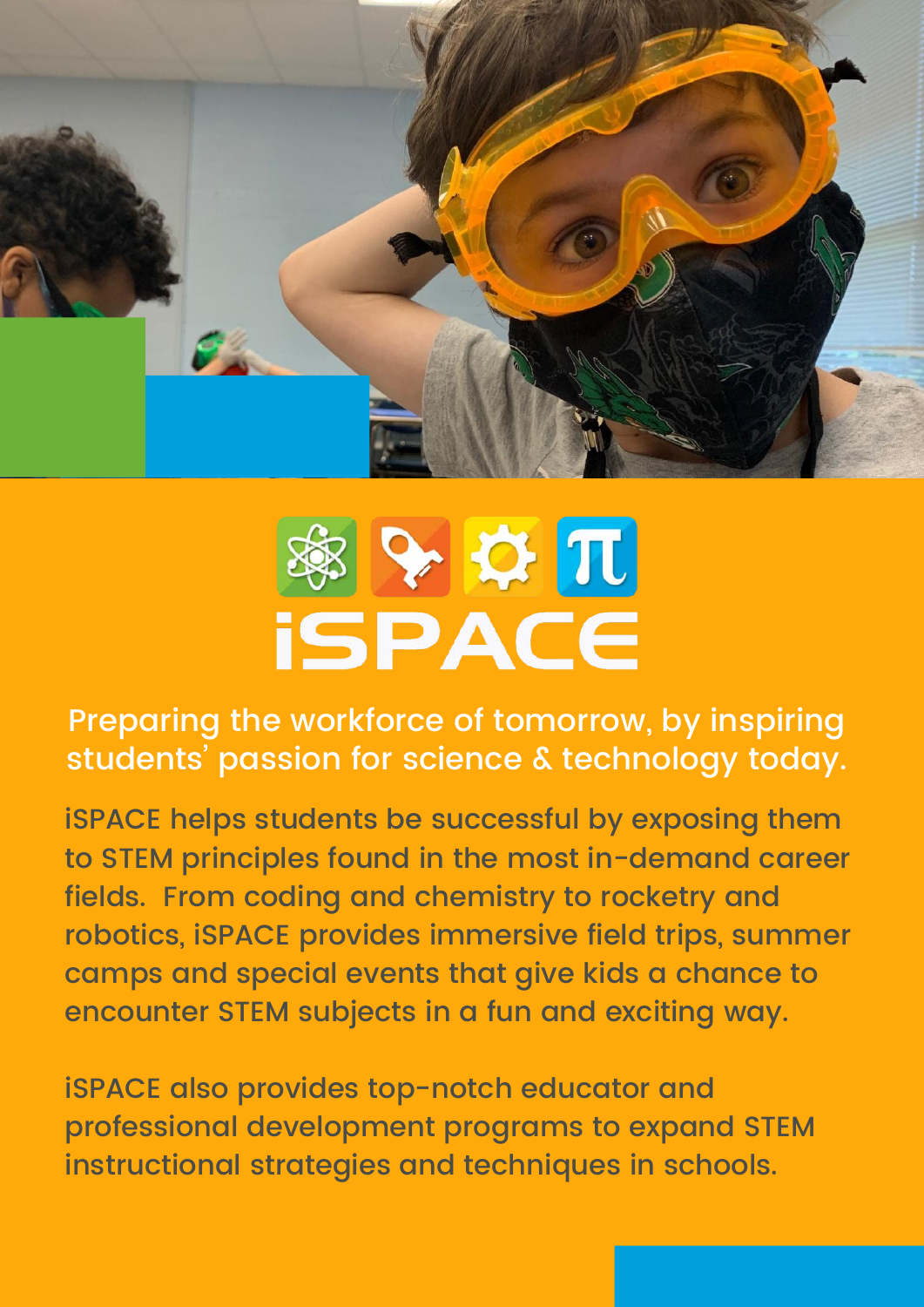# iSPACE

## Preparing the workforce of tomorrow, by inspiring students' passion for science & technology today.

iSPACE helps students be successful by exposing them to STEM principles found in the most in-demand career fields. From coding and chemistry to rocketry and robotics, iSPACE provides immersive field trips, summer camps and special events that give kids a chance to encounter STEM subjects in a fun and exciting way.

iSPACE also provides top-notch educator and professional development programs to expand STEM instructional strategies and techniques in schools.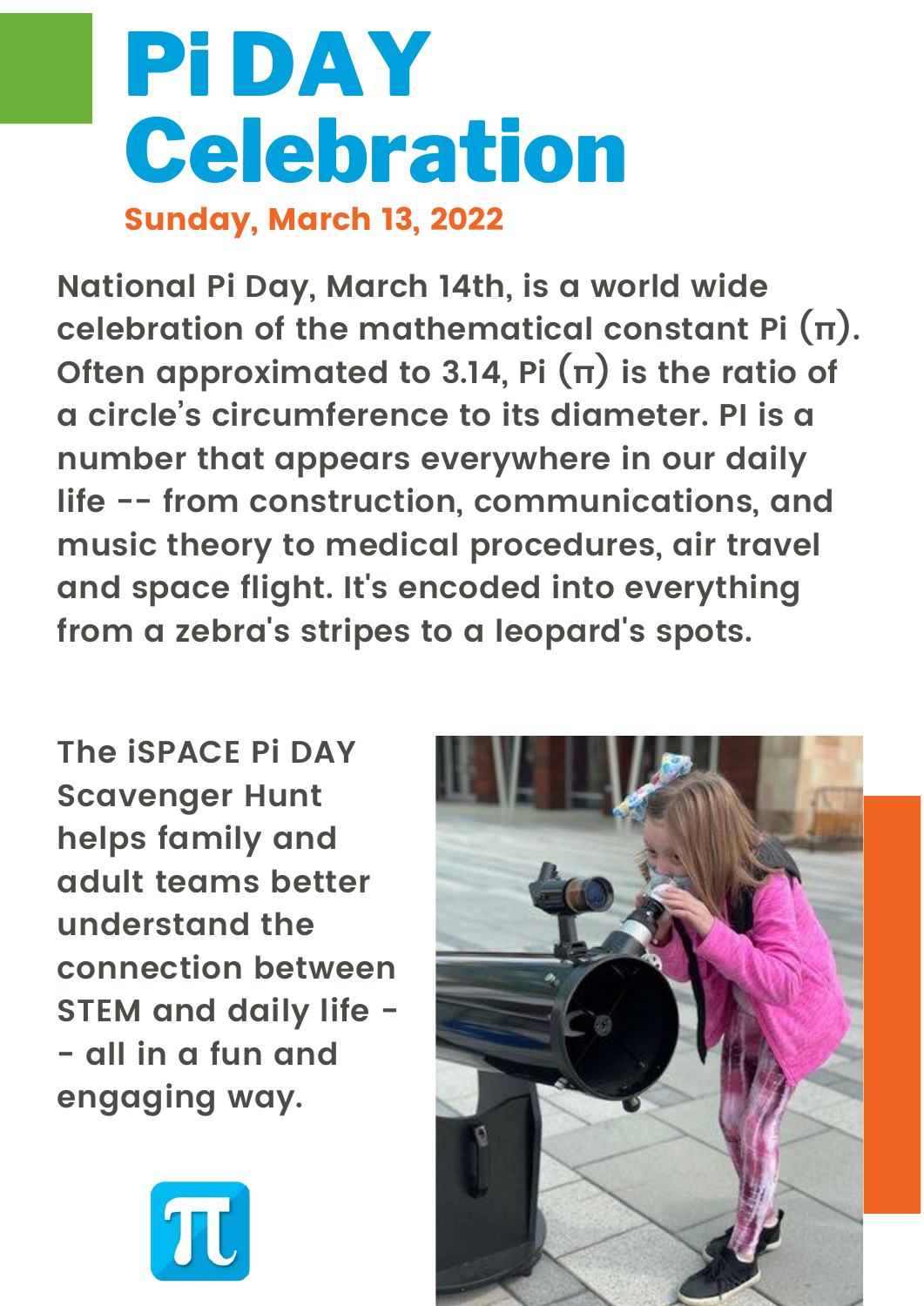# Pi DAY Celebration

**Sunday, March 13, 2022**

**National Pi Day, March 14th, is a world wide celebration of the mathematical constant Pi (π). Often approximated to 3.14, Pi (π) is the ratio of a circle's circumference to its diameter. PI is a number that appears everywhere in our daily life -- from construction, communications, and music theory to medical procedures, air travel and space flight. It's encoded into everything from a zebra's stripes to a leopard's spots.**

**The iSPACE Pi DAY Scavenger Hunt helps family and adult teams better understand the connection between STEM and daily life -- all in a fun and engaging way.**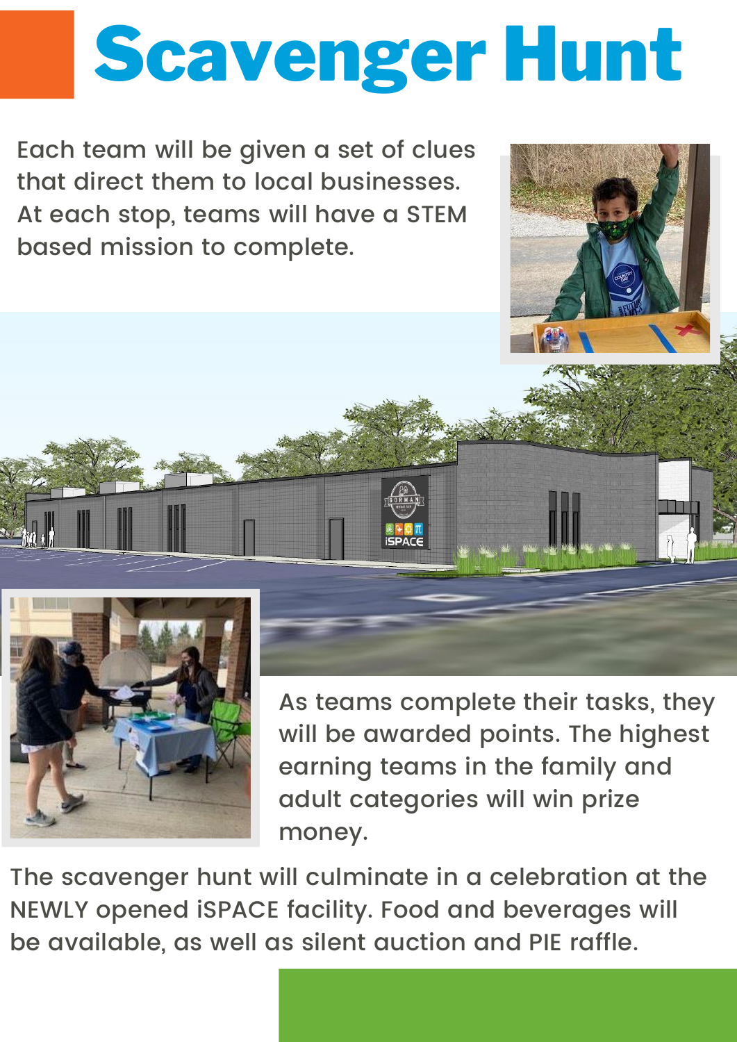# Scavenger Hunt

Each team will be given a set of clues that direct them to local businesses. At each stop, teams will have a STEM based mission to complete.

As teams complete their tasks, they will be awarded points. The highest earning teams in the family and adult categories will win prize money.

The scavenger hunt will culminate in a celebration at the NEWLY opened iSPACE facility. Food and beverages will be available, as well as silent auction and PIE raffle.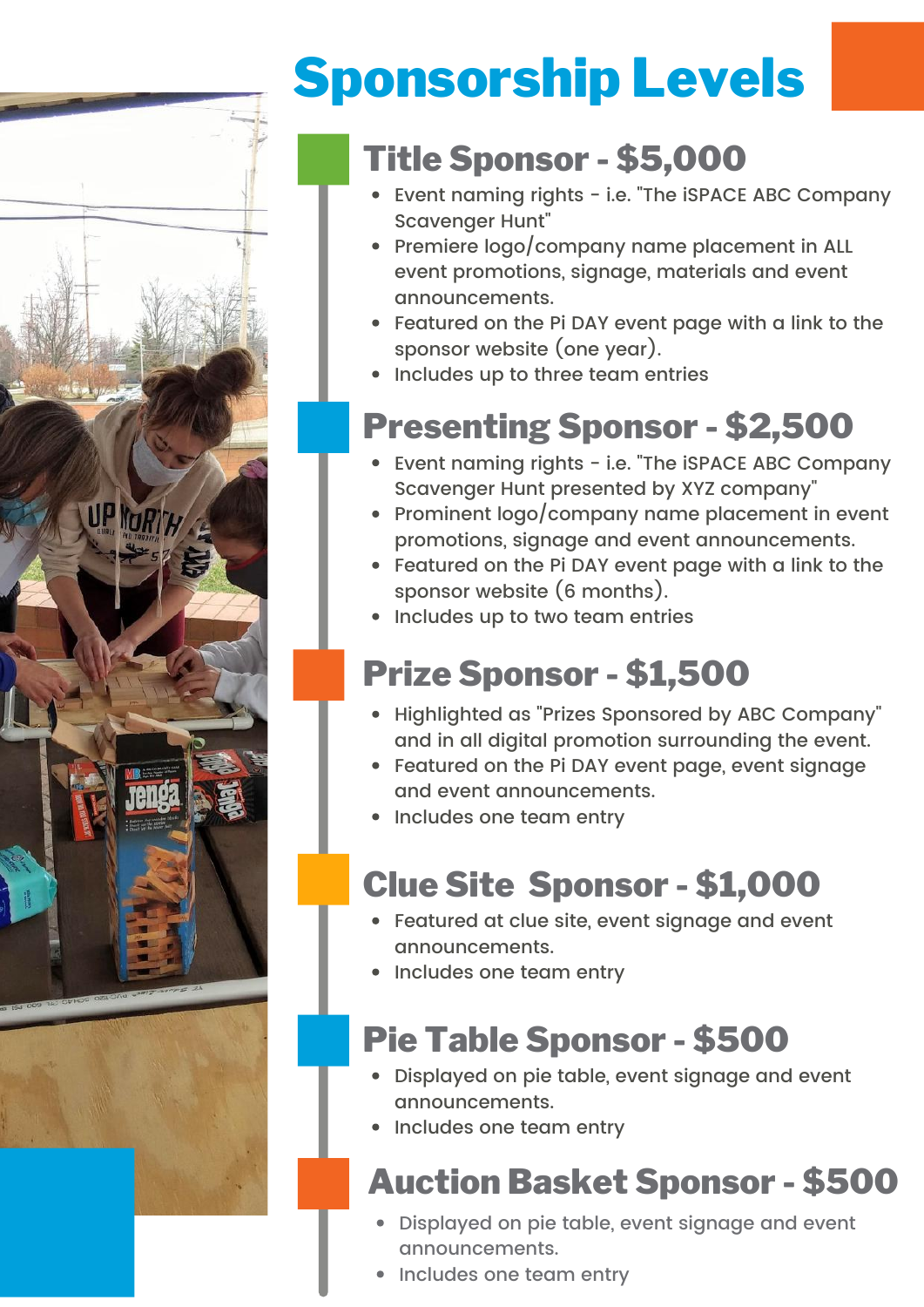# Sponsorship Levels

## Title Sponsor - $5,000

- Event naming rights - i.e. "The iSPACE ABC Company Scavenger Hunt"
- Premiere logo/company name placement in ALL event promotions, signage, materials and event announcements.
- Featured on the Pi DAY event page with a link to the sponsor website (one year).
- Includes up to three team entries

## Presenting Sponsor - $2,500

- Event naming rights - i.e. "The iSPACE ABC Company Scavenger Hunt presented by XYZ company"
- Prominent logo/company name placement in event promotions, signage and event announcements.
- Featured on the Pi DAY event page with a link to the sponsor website (6 months).
- Includes up to two team entries

## Prize Sponsor - $1,500

- Highlighted as "Prizes Sponsored by ABC Company" and in all digital promotion surrounding the event.
- Featured on the Pi DAY event page, event signage and event announcements.
- Includes one team entry

## Clue Site Sponsor - $1,000

- Featured at clue site, event signage and event announcements.
- Includes one team entry

## Pie Table Sponsor - $500

- Displayed on pie table, event signage and event announcements.
- Includes one team entry

## Auction Basket Sponsor - $500

- Displayed on pie table, event signage and event announcements.
- Includes one team entry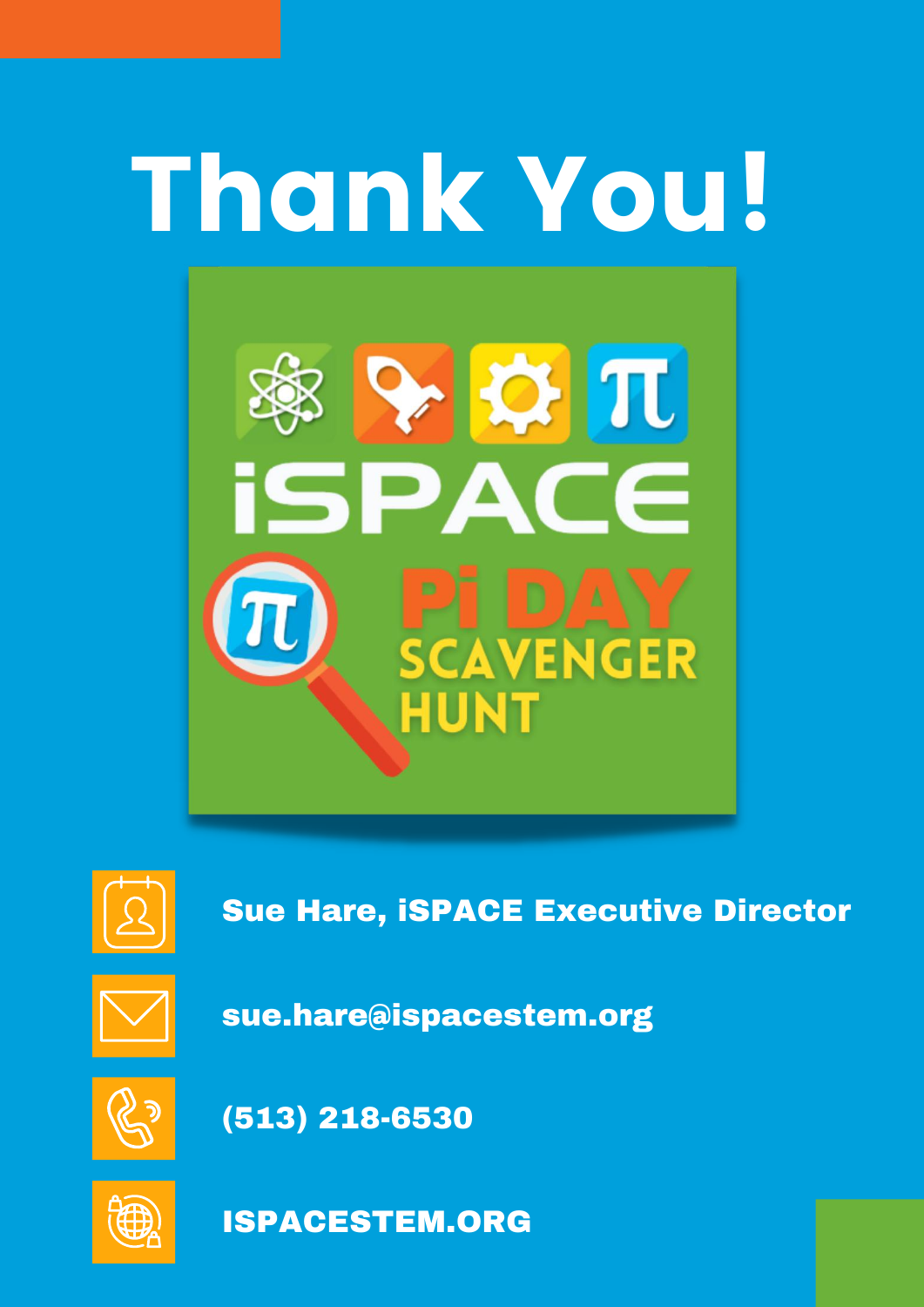# Thank You!

iSPACE

Pi DAY SCAVENGER HUNT

**Sue Hare, iSPACE Executive Director**

**sue.hare@ispacestem.org**

**(513) 218-6530**

**ISPACESTEM.ORG**